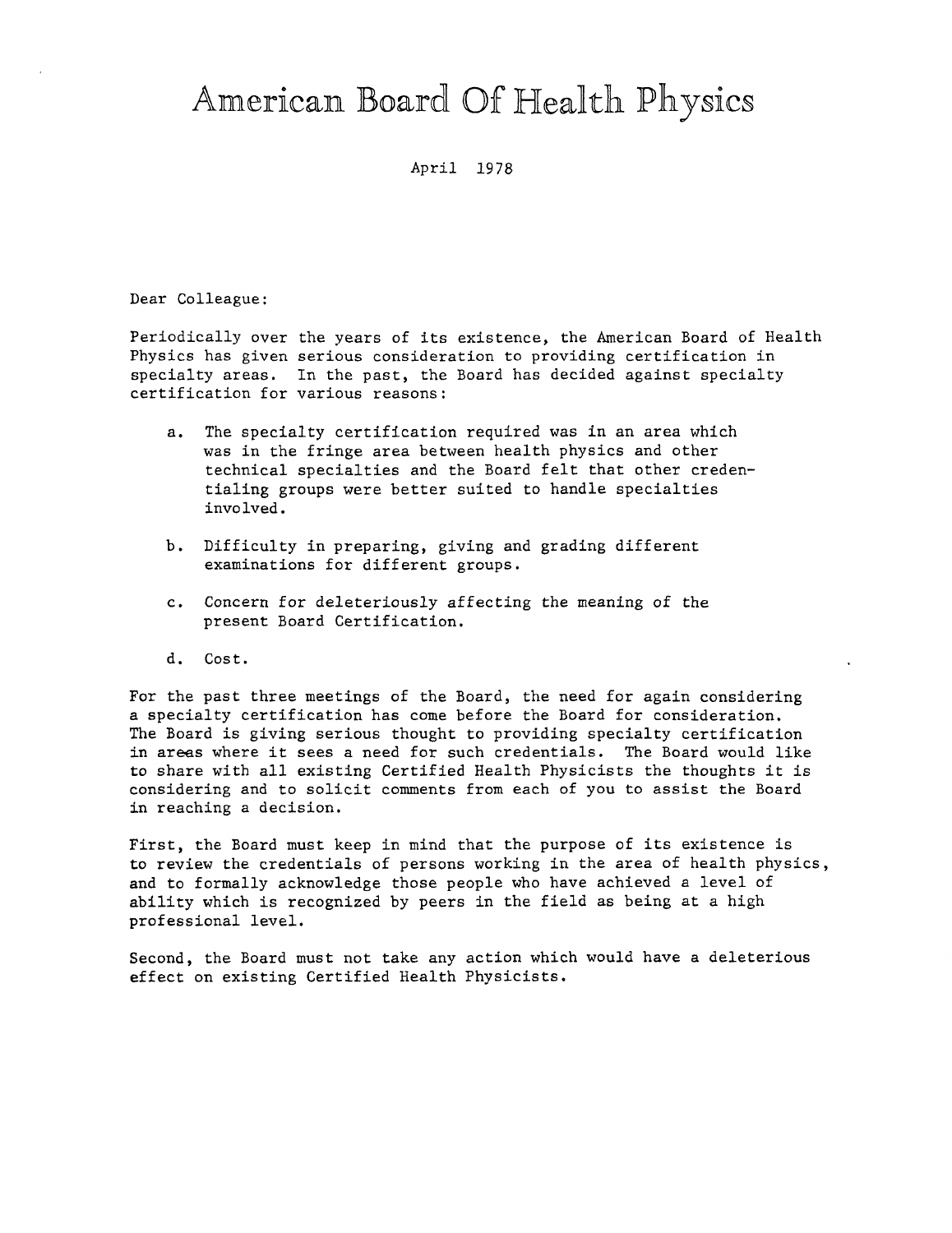# American Board Of Health Physics

April 1978

Dear Colleague:

Periodically over the years of its existence, the American Board of Health Physics has given serious consideration to providing certification in specialty areas. In the past, the Board has decided against specialty certification for various reasons:

a. The specialty certification required was in an area which was in the fringe area between health physics and other technical specialties and the Board felt that other credentialing groups were better suited to handle specialties involved.

b. Difficulty in preparing, giving and grading different examinations for different groups.

c. Concern for deleteriously affecting the meaning of the present Board Certification.

d. Cost.

For the past three meetings of the Board, the need for again considering a specialty certification has come before the Board for consideration. The Board is giving serious thought to providing specialty certification in areas where it sees a need for such credentials. The Board would like to share with all existing Certified Health Physicists the thoughts it is considering and to solicit comments from each of you to assist the Board in reaching a decision.

First, the Board must keep in mind that the purpose of its existence is to review the credentials of persons working in the area of health physics, and to formally acknowledge those people who have achieved a level of ability which is recognized by peers in the field as being at a high professional level.

Second, the Board must not take any action which would have a deleterious effect on existing Certified Health Physicists.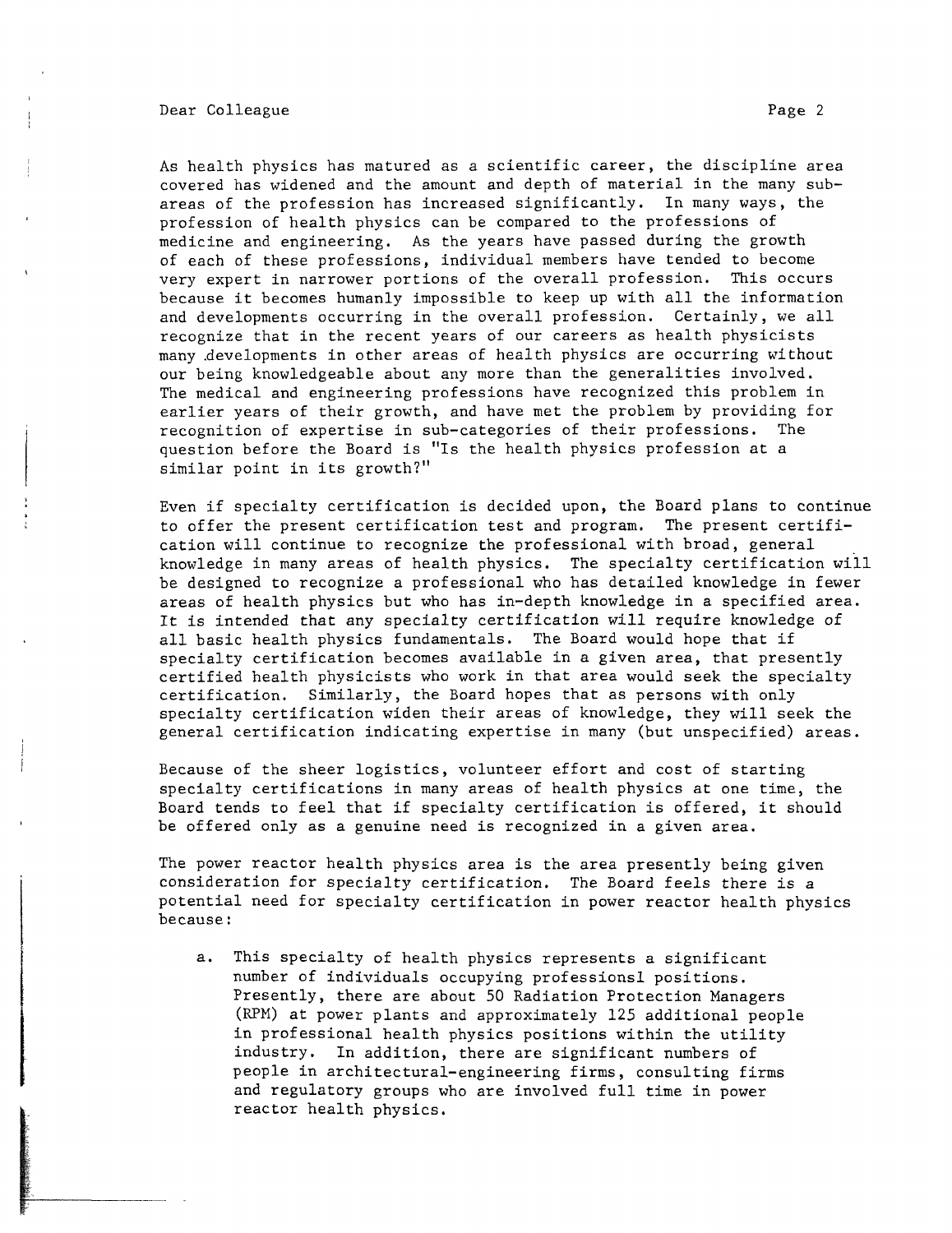As health physics has matured as a scientific career, the discipline area covered has widened and the amount and depth of material in the many sub-areas of the profession has increased significantly. In many ways, the profession of health physics can be compared to the professions of medicine and engineering. As the years have passed during the growth of each of these professions, individual members have tended to become very expert in narrower portions of the overall profession. This occurs because it becomes humanly impossible to keep up with all the information and developments occurring in the overall profession. Certainly, we all recognize that in the recent years of our careers as health physicists many developments in other areas of health physics are occurring without our being knowledgeable about any more than the generalities involved. The medical and engineering professions have recognized this problem in earlier years of their growth, and have met the problem by providing for recognition of expertise in sub-categories of their professions. The question before the Board is "Is the health physics profession at a similar point in its growth?"

Even if specialty certification is decided upon, the Board plans to continue to offer the present certification test and program. The present certification will continue to recognize the professional with broad, general knowledge in many areas of health physics. The specialty certification will be designed to recognize a professional who has detailed knowledge in fewer areas of health physics but who has in-depth knowledge in a specified area. It is intended that any specialty certification will require knowledge of all basic health physics fundamentals. The Board would hope that if specialty certification becomes available in a given area, that presently certified health physicists who work in that area would seek the specialty certification. Similarly, the Board hopes that as persons with only specialty certification widen their areas of knowledge, they will seek the general certification indicating expertise in many (but unspecified) areas.

Because of the sheer logistics, volunteer effort and cost of starting specialty certifications in many areas of health physics at one time, the Board tends to feel that if specialty certification is offered, it should be offered only as a genuine need is recognized in a given area.

The power reactor health physics area is the area presently being given consideration for specialty certification. The Board feels there is a potential need for specialty certification in power reactor health physics because:

a. This specialty of health physics represents a significant number of individuals occupying professionsl positions. Presently, there are about 50 Radiation Protection Managers (RPM) at power plants and approximately 125 additional people in professional health physics positions within the utility industry. In addition, there are significant numbers of people in architectural-engineering firms, consulting firms and regulatory groups who are involved full time in power reactor health physics.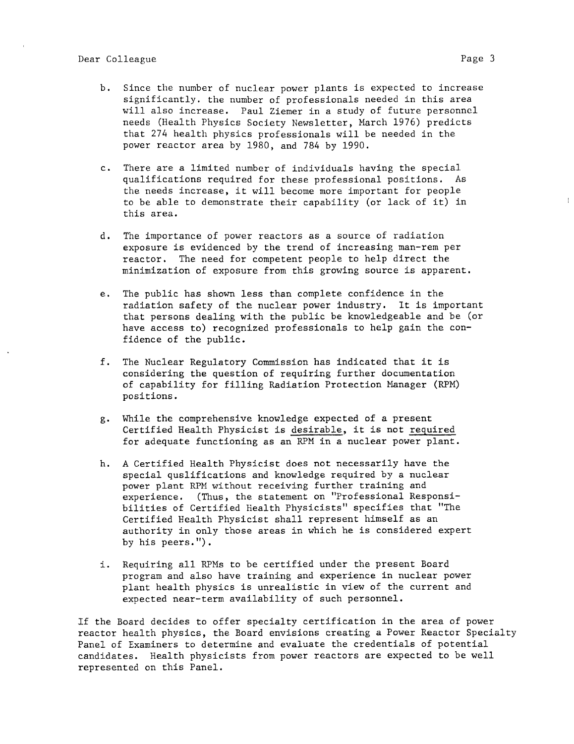b. Since the number of nuclear power plants is expected to increase significantly. the number of professionals needed in this area will also increase. Paul Ziemer in a study of future personnel needs (Health Physics Society Newsletter, March 1976) predicts that 274 health physics professionals will be needed in the power reactor area by 1980, and 784 by 1990.

c. There are a limited number of individuals having the special qualifications required for these professional positions. As the needs increase, it will become more important for people to be able to demonstrate their capability (or lack of it) in this area.

d. The importance of power reactors as a source of radiation exposure is evidenced by the trend of increasing man-rem per reactor. The need for competent people to help direct the minimization of exposure from this growing source is apparent.

e. The public has shown less than complete confidence in the radiation safety of the nuclear power industry. It is important that persons dealing with the public be knowledgeable and be (or have access to) recognized professionals to help gain the confidence of the public.

f. The Nuclear Regulatory Commission has indicated that it is considering the question of requiring further documentation of capability for filling Radiation Protection Manager (RPM) positions.

g. While the comprehensive knowledge expected of a present Certified Health Physicist is <u>desirable</u>, it is not <u>required</u> for adequate functioning as an RPM in a nuclear power plant.

h. A Certified Health Physicist does not necessarily have the special quslifications and knowledge required by a nuclear power plant RPM without receiving further training and experience. (Thus, the statement on "Professional Responsibilities of Certified Health Physicists" specifies that "The Certified Health Physicist shall represent himself as an authority in only those areas in which he is considered expert by his peers.").

i. Requiring all RPMs to be certified under the present Board program and also have training and experience in nuclear power plant health physics is unrealistic in view of the current and expected near-term availability of such personnel.

If the Board decides to offer specialty certification in the area of power reactor health physics, the Board envisions creating a Power Reactor Specialty Panel of Examiners to determine and evaluate the credentials of potential candidates. Health physicists from power reactors are expected to be well represented on this Panel.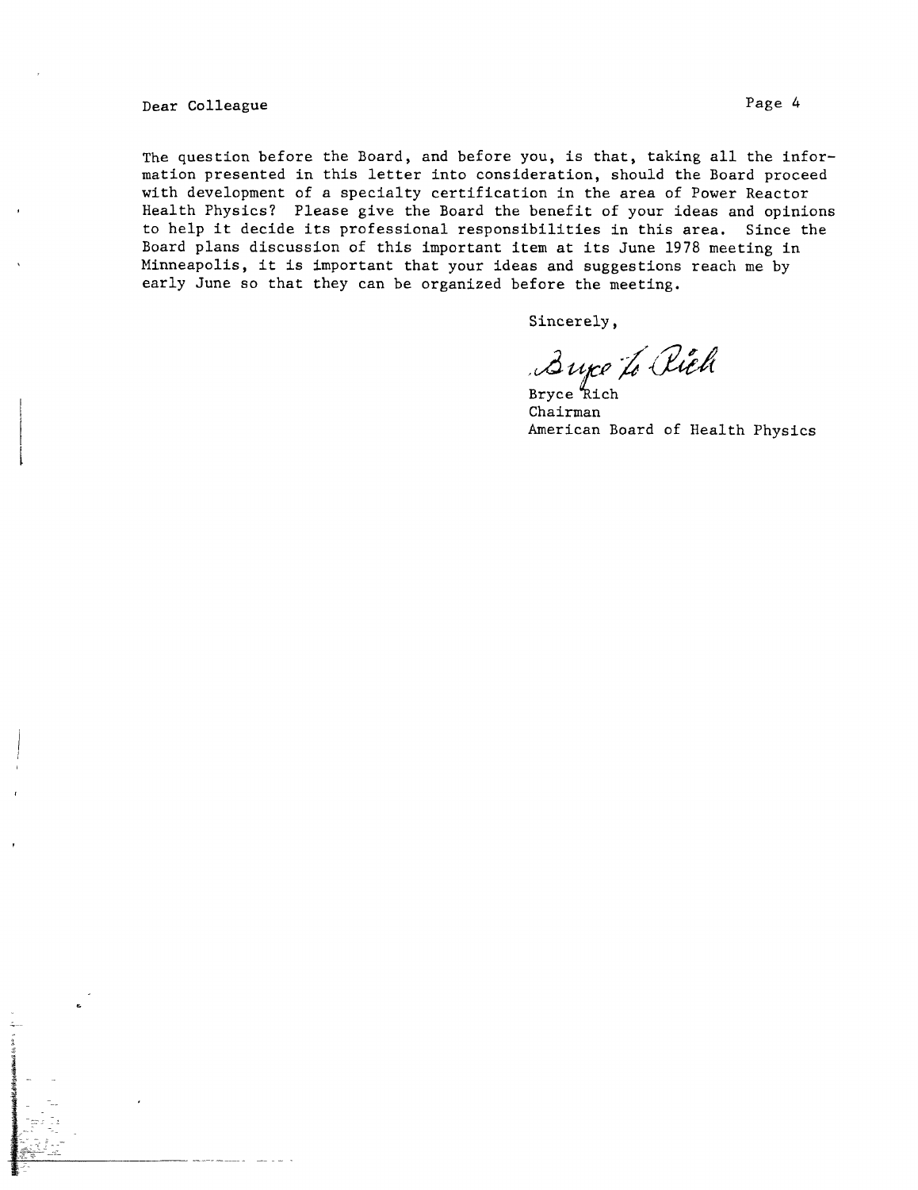Dear Colleague

The question before the Board, and before you, is that, taking all the information presented in this letter into consideration, should the Board proceed with development of a specialty certification in the area of Power Reactor Health Physics? Please give the Board the benefit of your ideas and opinions to help it decide its professional responsibilities in this area. Since the Board plans discussion of this important item at its June 1978 meeting in Minneapolis, it is important that your ideas and suggestions reach me by early June so that they can be organized before the meeting.

Sincerely,

Bryce L. Rich

Bryce Rich  
Chairman  
American Board of Health Physics